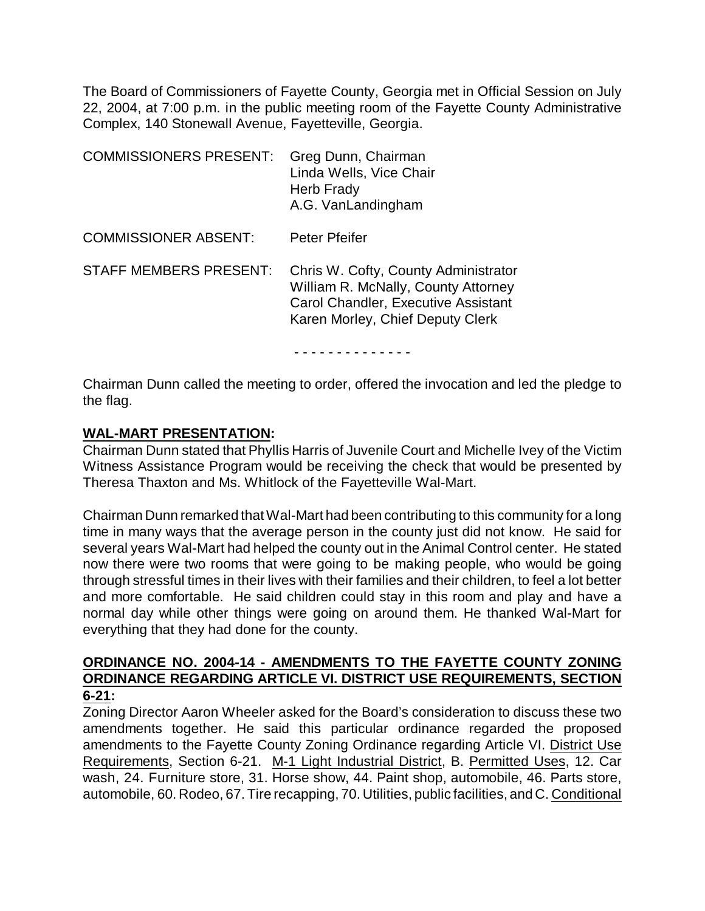The Board of Commissioners of Fayette County, Georgia met in Official Session on July 22, 2004, at 7:00 p.m. in the public meeting room of the Fayette County Administrative Complex, 140 Stonewall Avenue, Fayetteville, Georgia.

| | |
|---|---|
| COMMISSIONERS PRESENT: | Greg Dunn, Chairman<br>Linda Wells, Vice Chair<br>Herb Frady<br>A.G. VanLandingham |
| COMMISSIONER ABSENT: | Peter Pfeifer |
| STAFF MEMBERS PRESENT: | Chris W. Cofty, County Administrator<br>William R. McNally, County Attorney<br>Carol Chandler, Executive Assistant<br>Karen Morley, Chief Deputy Clerk |

- - - - - - - - - - - - - -

Chairman Dunn called the meeting to order, offered the invocation and led the pledge to the flag.

**WAL-MART PRESENTATION:**

Chairman Dunn stated that Phyllis Harris of Juvenile Court and Michelle Ivey of the Victim Witness Assistance Program would be receiving the check that would be presented by Theresa Thaxton and Ms. Whitlock of the Fayetteville Wal-Mart.

Chairman Dunn remarked that Wal-Mart had been contributing to this community for a long time in many ways that the average person in the county just did not know. He said for several years Wal-Mart had helped the county out in the Animal Control center. He stated now there were two rooms that were going to be making people, who would be going through stressful times in their lives with their families and their children, to feel a lot better and more comfortable. He said children could stay in this room and play and have a normal day while other things were going on around them. He thanked Wal-Mart for everything that they had done for the county.

**ORDINANCE NO. 2004-14 - AMENDMENTS TO THE FAYETTE COUNTY ZONING ORDINANCE REGARDING ARTICLE VI. DISTRICT USE REQUIREMENTS, SECTION 6-21:**

Zoning Director Aaron Wheeler asked for the Board's consideration to discuss these two amendments together. He said this particular ordinance regarded the proposed amendments to the Fayette County Zoning Ordinance regarding Article VI. District Use Requirements, Section 6-21. M-1 Light Industrial District, B. Permitted Uses, 12. Car wash, 24. Furniture store, 31. Horse show, 44. Paint shop, automobile, 46. Parts store, automobile, 60. Rodeo, 67. Tire recapping, 70. Utilities, public facilities, and C. Conditional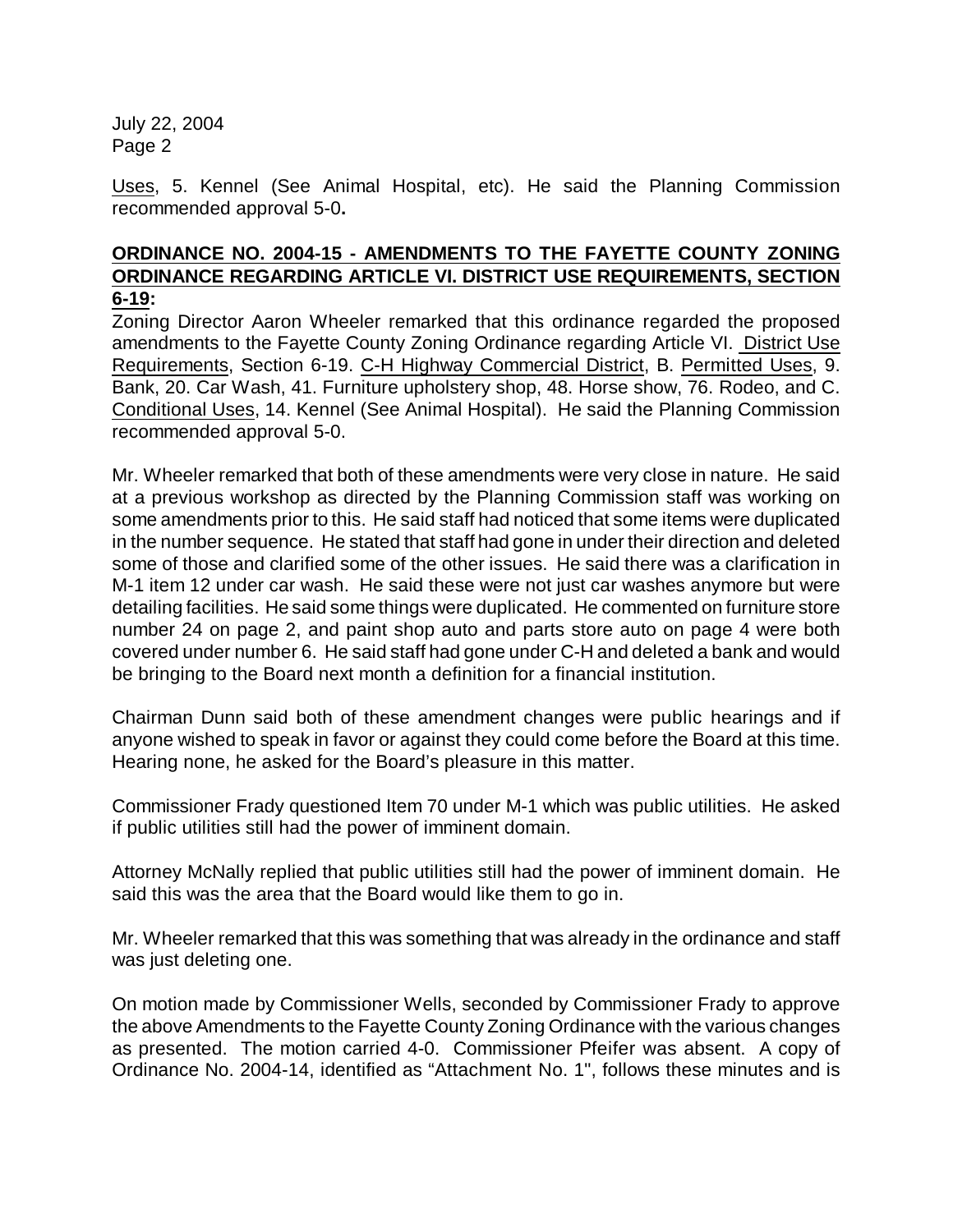Uses, 5. Kennel (See Animal Hospital, etc). He said the Planning Commission recommended approval 5-0**.**

## ORDINANCE NO. 2004-15 - AMENDMENTS TO THE FAYETTE COUNTY ZONING ORDINANCE REGARDING ARTICLE VI. DISTRICT USE REQUIREMENTS, SECTION 6-19:

Zoning Director Aaron Wheeler remarked that this ordinance regarded the proposed amendments to the Fayette County Zoning Ordinance regarding Article VI. District Use Requirements, Section 6-19. C-H Highway Commercial District, B. Permitted Uses, 9. Bank, 20. Car Wash, 41. Furniture upholstery shop, 48. Horse show, 76. Rodeo, and C. Conditional Uses, 14. Kennel (See Animal Hospital). He said the Planning Commission recommended approval 5-0.

Mr. Wheeler remarked that both of these amendments were very close in nature. He said at a previous workshop as directed by the Planning Commission staff was working on some amendments prior to this. He said staff had noticed that some items were duplicated in the number sequence. He stated that staff had gone in under their direction and deleted some of those and clarified some of the other issues. He said there was a clarification in M-1 item 12 under car wash. He said these were not just car washes anymore but were detailing facilities. He said some things were duplicated. He commented on furniture store number 24 on page 2, and paint shop auto and parts store auto on page 4 were both covered under number 6. He said staff had gone under C-H and deleted a bank and would be bringing to the Board next month a definition for a financial institution.

Chairman Dunn said both of these amendment changes were public hearings and if anyone wished to speak in favor or against they could come before the Board at this time. Hearing none, he asked for the Board's pleasure in this matter.

Commissioner Frady questioned Item 70 under M-1 which was public utilities. He asked if public utilities still had the power of imminent domain.

Attorney McNally replied that public utilities still had the power of imminent domain. He said this was the area that the Board would like them to go in.

Mr. Wheeler remarked that this was something that was already in the ordinance and staff was just deleting one.

On motion made by Commissioner Wells, seconded by Commissioner Frady to approve the above Amendments to the Fayette County Zoning Ordinance with the various changes as presented. The motion carried 4-0. Commissioner Pfeifer was absent. A copy of Ordinance No. 2004-14, identified as "Attachment No. 1", follows these minutes and is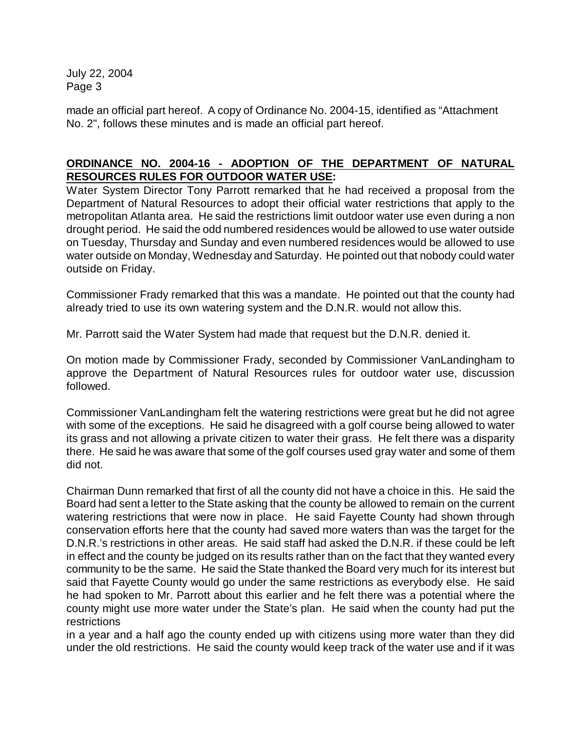made an official part hereof. A copy of Ordinance No. 2004-15, identified as "Attachment No. 2", follows these minutes and is made an official part hereof.

**ORDINANCE NO. 2004-16 - ADOPTION OF THE DEPARTMENT OF NATURAL RESOURCES RULES FOR OUTDOOR WATER USE:**

Water System Director Tony Parrott remarked that he had received a proposal from the Department of Natural Resources to adopt their official water restrictions that apply to the metropolitan Atlanta area. He said the restrictions limit outdoor water use even during a non drought period. He said the odd numbered residences would be allowed to use water outside on Tuesday, Thursday and Sunday and even numbered residences would be allowed to use water outside on Monday, Wednesday and Saturday. He pointed out that nobody could water outside on Friday.

Commissioner Frady remarked that this was a mandate. He pointed out that the county had already tried to use its own watering system and the D.N.R. would not allow this.

Mr. Parrott said the Water System had made that request but the D.N.R. denied it.

On motion made by Commissioner Frady, seconded by Commissioner VanLandingham to approve the Department of Natural Resources rules for outdoor water use, discussion followed.

Commissioner VanLandingham felt the watering restrictions were great but he did not agree with some of the exceptions. He said he disagreed with a golf course being allowed to water its grass and not allowing a private citizen to water their grass. He felt there was a disparity there. He said he was aware that some of the golf courses used gray water and some of them did not.

Chairman Dunn remarked that first of all the county did not have a choice in this. He said the Board had sent a letter to the State asking that the county be allowed to remain on the current watering restrictions that were now in place. He said Fayette County had shown through conservation efforts here that the county had saved more waters than was the target for the D.N.R.'s restrictions in other areas. He said staff had asked the D.N.R. if these could be left in effect and the county be judged on its results rather than on the fact that they wanted every community to be the same. He said the State thanked the Board very much for its interest but said that Fayette County would go under the same restrictions as everybody else. He said he had spoken to Mr. Parrott about this earlier and he felt there was a potential where the county might use more water under the State's plan. He said when the county had put the restrictions in a year and a half ago the county ended up with citizens using more water than they did under the old restrictions. He said the county would keep track of the water use and if it was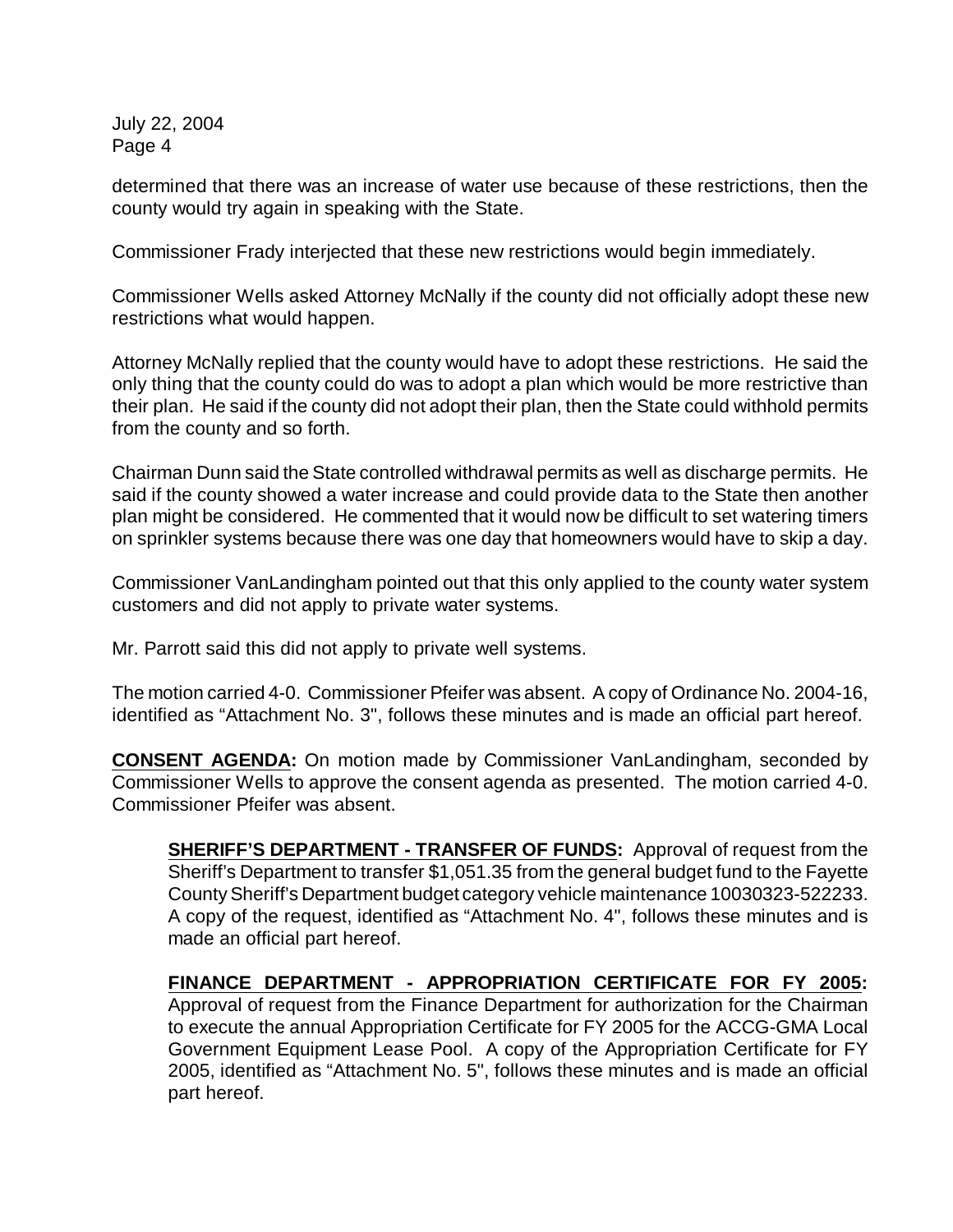determined that there was an increase of water use because of these restrictions, then the county would try again in speaking with the State.

Commissioner Frady interjected that these new restrictions would begin immediately.

Commissioner Wells asked Attorney McNally if the county did not officially adopt these new restrictions what would happen.

Attorney McNally replied that the county would have to adopt these restrictions. He said the only thing that the county could do was to adopt a plan which would be more restrictive than their plan. He said if the county did not adopt their plan, then the State could withhold permits from the county and so forth.

Chairman Dunn said the State controlled withdrawal permits as well as discharge permits. He said if the county showed a water increase and could provide data to the State then another plan might be considered. He commented that it would now be difficult to set watering timers on sprinkler systems because there was one day that homeowners would have to skip a day.

Commissioner VanLandingham pointed out that this only applied to the county water system customers and did not apply to private water systems.

Mr. Parrott said this did not apply to private well systems.

The motion carried 4-0. Commissioner Pfeifer was absent. A copy of Ordinance No. 2004-16, identified as "Attachment No. 3", follows these minutes and is made an official part hereof.

**CONSENT AGENDA:** On motion made by Commissioner VanLandingham, seconded by Commissioner Wells to approve the consent agenda as presented. The motion carried 4-0. Commissioner Pfeifer was absent.

> **SHERIFF'S DEPARTMENT - TRANSFER OF FUNDS:** Approval of request from the Sheriff's Department to transfer $1,051.35 from the general budget fund to the Fayette County Sheriff's Department budget category vehicle maintenance 10030323-522233. A copy of the request, identified as "Attachment No. 4", follows these minutes and is made an official part hereof.
>
> **FINANCE DEPARTMENT - APPROPRIATION CERTIFICATE FOR FY 2005:** Approval of request from the Finance Department for authorization for the Chairman to execute the annual Appropriation Certificate for FY 2005 for the ACCG-GMA Local Government Equipment Lease Pool. A copy of the Appropriation Certificate for FY 2005, identified as "Attachment No. 5", follows these minutes and is made an official part hereof.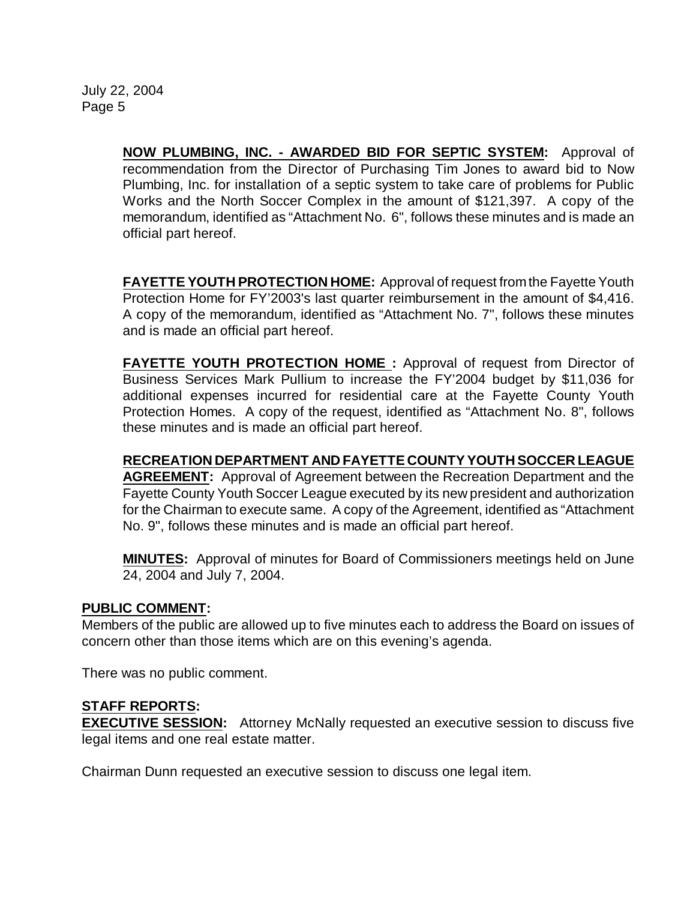**NOW PLUMBING, INC. - AWARDED BID FOR SEPTIC SYSTEM:** Approval of recommendation from the Director of Purchasing Tim Jones to award bid to Now Plumbing, Inc. for installation of a septic system to take care of problems for Public Works and the North Soccer Complex in the amount of $121,397. A copy of the memorandum, identified as "Attachment No. 6", follows these minutes and is made an official part hereof.

**FAYETTE YOUTH PROTECTION HOME:** Approval of request from the Fayette Youth Protection Home for FY'2003's last quarter reimbursement in the amount of $4,416. A copy of the memorandum, identified as "Attachment No. 7", follows these minutes and is made an official part hereof.

**FAYETTE YOUTH PROTECTION HOME :** Approval of request from Director of Business Services Mark Pullium to increase the FY'2004 budget by $11,036 for additional expenses incurred for residential care at the Fayette County Youth Protection Homes. A copy of the request, identified as "Attachment No. 8", follows these minutes and is made an official part hereof.

**RECREATION DEPARTMENT AND FAYETTE COUNTY YOUTH SOCCER LEAGUE AGREEMENT:** Approval of Agreement between the Recreation Department and the Fayette County Youth Soccer League executed by its new president and authorization for the Chairman to execute same. A copy of the Agreement, identified as "Attachment No. 9", follows these minutes and is made an official part hereof.

**MINUTES:** Approval of minutes for Board of Commissioners meetings held on June 24, 2004 and July 7, 2004.

**PUBLIC COMMENT:**

Members of the public are allowed up to five minutes each to address the Board on issues of concern other than those items which are on this evening's agenda.

There was no public comment.

**STAFF REPORTS:**

**EXECUTIVE SESSION:** Attorney McNally requested an executive session to discuss five legal items and one real estate matter.

Chairman Dunn requested an executive session to discuss one legal item.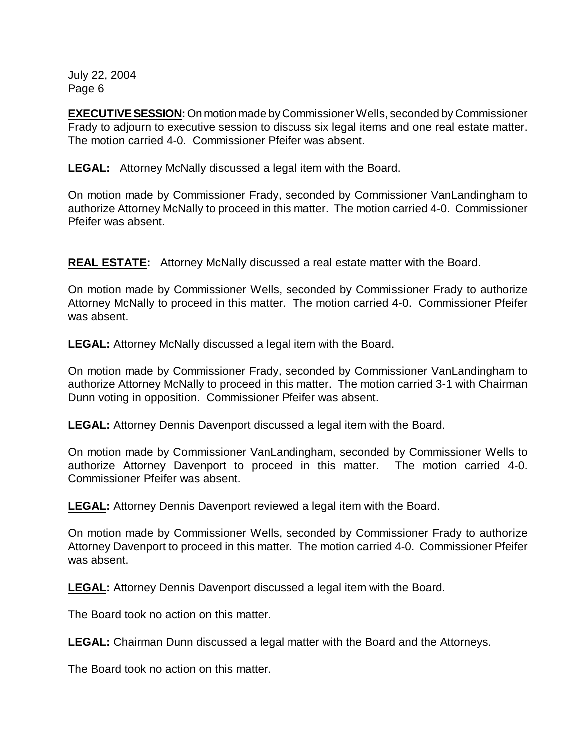**EXECUTIVE SESSION:** On motion made by Commissioner Wells, seconded by Commissioner Frady to adjourn to executive session to discuss six legal items and one real estate matter. The motion carried 4-0. Commissioner Pfeifer was absent.

**LEGAL:** Attorney McNally discussed a legal item with the Board.

On motion made by Commissioner Frady, seconded by Commissioner VanLandingham to authorize Attorney McNally to proceed in this matter. The motion carried 4-0. Commissioner Pfeifer was absent.

**REAL ESTATE:** Attorney McNally discussed a real estate matter with the Board.

On motion made by Commissioner Wells, seconded by Commissioner Frady to authorize Attorney McNally to proceed in this matter. The motion carried 4-0. Commissioner Pfeifer was absent.

**LEGAL:** Attorney McNally discussed a legal item with the Board.

On motion made by Commissioner Frady, seconded by Commissioner VanLandingham to authorize Attorney McNally to proceed in this matter. The motion carried 3-1 with Chairman Dunn voting in opposition. Commissioner Pfeifer was absent.

**LEGAL:** Attorney Dennis Davenport discussed a legal item with the Board.

On motion made by Commissioner VanLandingham, seconded by Commissioner Wells to authorize Attorney Davenport to proceed in this matter. The motion carried 4-0. Commissioner Pfeifer was absent.

**LEGAL:** Attorney Dennis Davenport reviewed a legal item with the Board.

On motion made by Commissioner Wells, seconded by Commissioner Frady to authorize Attorney Davenport to proceed in this matter. The motion carried 4-0. Commissioner Pfeifer was absent.

**LEGAL:** Attorney Dennis Davenport discussed a legal item with the Board.

The Board took no action on this matter.

**LEGAL:** Chairman Dunn discussed a legal matter with the Board and the Attorneys.

The Board took no action on this matter.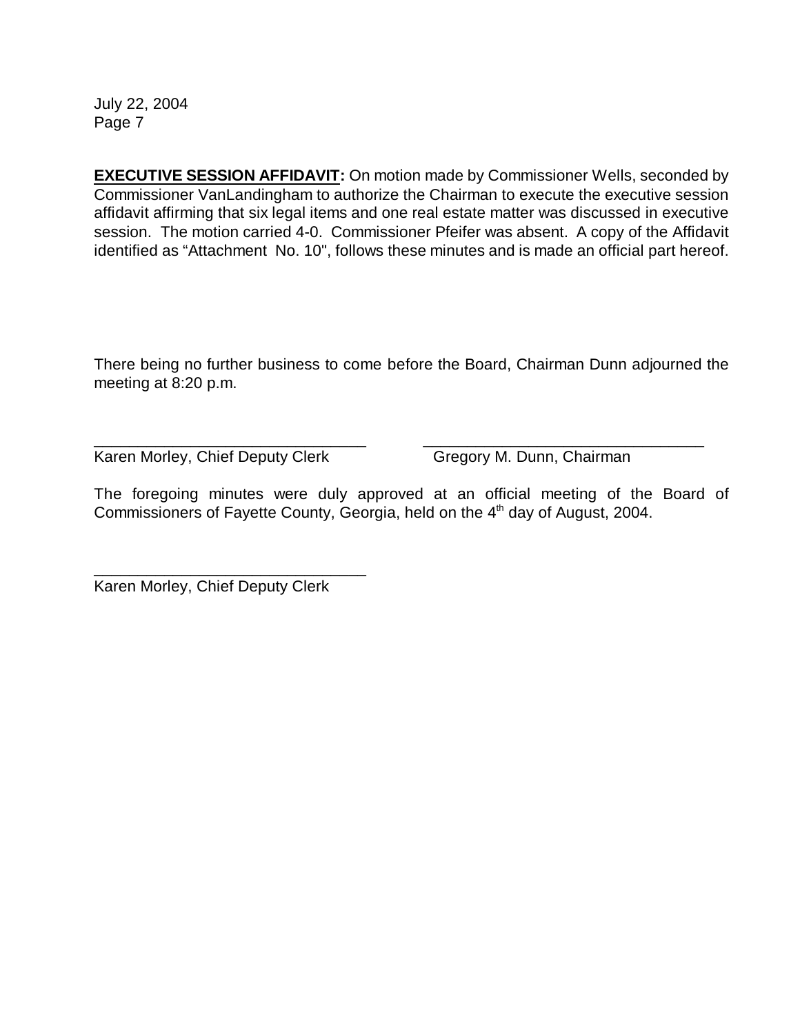**EXECUTIVE SESSION AFFIDAVIT:** On motion made by Commissioner Wells, seconded by Commissioner VanLandingham to authorize the Chairman to execute the executive session affidavit affirming that six legal items and one real estate matter was discussed in executive session. The motion carried 4-0. Commissioner Pfeifer was absent. A copy of the Affidavit identified as "Attachment No. 10", follows these minutes and is made an official part hereof.

There being no further business to come before the Board, Chairman Dunn adjourned the meeting at 8:20 p.m.

\_\_\_\_\_\_\_\_\_\_\_\_\_\_\_\_\_\_\_\_\_\_\_\_\_\_\_\_\_\_\_\_
Karen Morley, Chief Deputy Clerk

\_\_\_\_\_\_\_\_\_\_\_\_\_\_\_\_\_\_\_\_\_\_\_\_\_\_\_\_\_\_\_\_
Gregory M. Dunn, Chairman

The foregoing minutes were duly approved at an official meeting of the Board of Commissioners of Fayette County, Georgia, held on the 4th day of August, 2004.

\_\_\_\_\_\_\_\_\_\_\_\_\_\_\_\_\_\_\_\_\_\_\_\_\_\_\_\_\_\_\_\_
Karen Morley, Chief Deputy Clerk